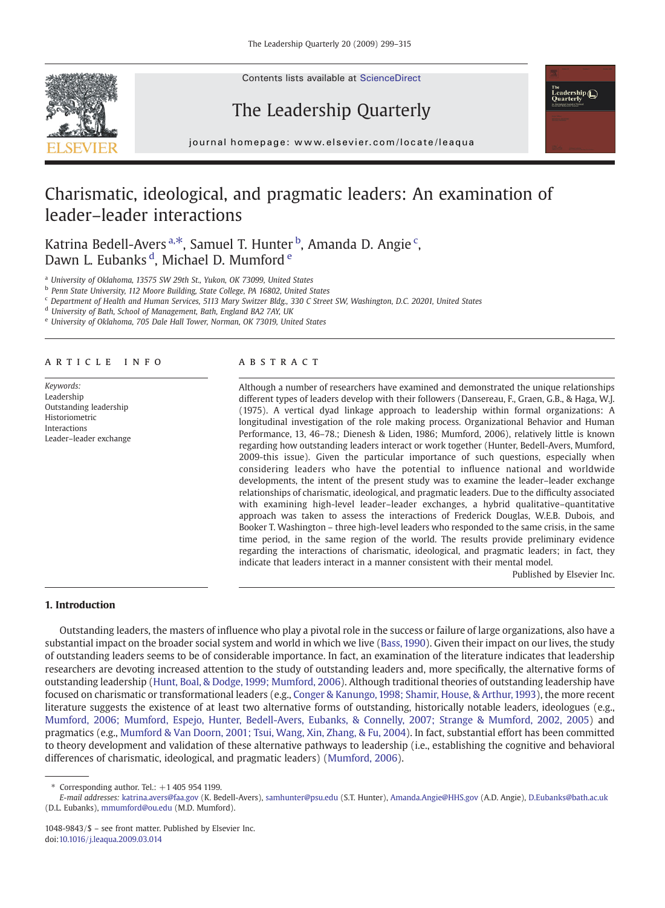# Charismatic, ideological, and pragmatic leaders: An examination of leader–leader interactions

Katrina Bedell-Avers [a,*], Samuel T. Hunter [b], Amanda D. Angie [c], Dawn L. Eubanks [d], Michael D. Mumford [e]

[a] University of Oklahoma, 13575 SW 29th St., Yukon, OK 73099, United States
[b] Penn State University, 112 Moore Building, State College, PA 16802, United States
[c] Department of Health and Human Services, 5113 Mary Switzer Bldg., 330 C Street SW, Washington, D.C. 20201, United States
[d] University of Bath, School of Management, Bath, England BA2 7AY, UK
[e] University of Oklahoma, 705 Dale Hall Tower, Norman, OK 73019, United States

## ARTICLE INFO

*Keywords:*
Leadership
Outstanding leadership
Historiometric
Interactions
Leader–leader exchange

## ABSTRACT

Although a number of researchers have examined and demonstrated the unique relationships different types of leaders develop with their followers (Dansereau, F., Graen, G.B., & Haga, W.J. (1975). A vertical dyad linkage approach to leadership within formal organizations: A longitudinal investigation of the role making process. Organizational Behavior and Human Performance, 13, 46–78.; Dienesh & Liden, 1986; Mumford, 2006), relatively little is known regarding how outstanding leaders interact or work together (Hunter, Bedell-Avers, Mumford, 2009-this issue). Given the particular importance of such questions, especially when considering leaders who have the potential to influence national and worldwide developments, the intent of the present study was to examine the leader–leader exchange relationships of charismatic, ideological, and pragmatic leaders. Due to the difficulty associated with examining high-level leader–leader exchanges, a hybrid qualitative–quantitative approach was taken to assess the interactions of Frederick Douglas, W.E.B. Dubois, and Booker T. Washington – three high-level leaders who responded to the same crisis, in the same time period, in the same region of the world. The results provide preliminary evidence regarding the interactions of charismatic, ideological, and pragmatic leaders; in fact, they indicate that leaders interact in a manner consistent with their mental model.

Published by Elsevier Inc.

## 1. Introduction

Outstanding leaders, the masters of influence who play a pivotal role in the success or failure of large organizations, also have a substantial impact on the broader social system and world in which we live (Bass, 1990). Given their impact on our lives, the study of outstanding leaders seems to be of considerable importance. In fact, an examination of the literature indicates that leadership researchers are devoting increased attention to the study of outstanding leaders and, more specifically, the alternative forms of outstanding leadership (Hunt, Boal, & Dodge, 1999; Mumford, 2006). Although traditional theories of outstanding leadership have focused on charismatic or transformational leaders (e.g., Conger & Kanungo, 1998; Shamir, House, & Arthur, 1993), the more recent literature suggests the existence of at least two alternative forms of outstanding, historically notable leaders, ideologues (e.g., Mumford, 2006; Mumford, Espejo, Hunter, Bedell-Avers, Eubanks, & Connelly, 2007; Strange & Mumford, 2002, 2005) and pragmatics (e.g., Mumford & Van Doorn, 2001; Tsui, Wang, Xin, Zhang, & Fu, 2004). In fact, substantial effort has been committed to theory development and validation of these alternative pathways to leadership (i.e., establishing the cognitive and behavioral differences of charismatic, ideological, and pragmatic leaders) (Mumford, 2006).

* Corresponding author. Tel.: +1 405 954 1199.
*E-mail addresses:* katrina.avers@faa.gov (K. Bedell-Avers), samhunter@psu.edu (S.T. Hunter), Amanda.Angie@HHS.gov (A.D. Angie), D.Eubanks@bath.ac.uk (D.L. Eubanks), mmumford@ou.edu (M.D. Mumford).

1048-9843/$ – see front matter. Published by Elsevier Inc.
doi:10.1016/j.leaqua.2009.03.014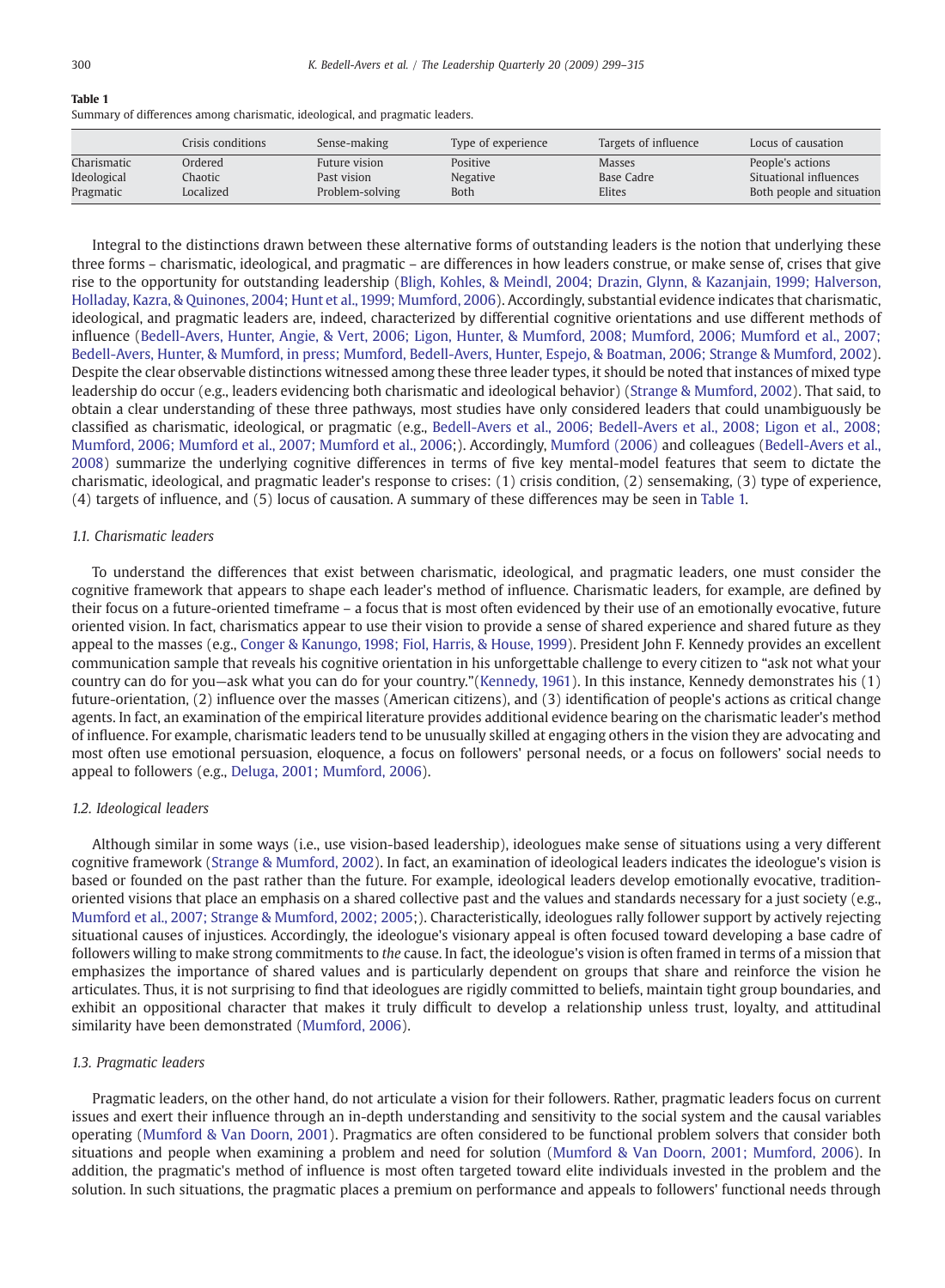**Table 1**
Summary of differences among charismatic, ideological, and pragmatic leaders.

| | Crisis conditions | Sense-making | Type of experience | Targets of influence | Locus of causation |
|---|---|---|---|---|---|
| Charismatic | Ordered | Future vision | Positive | Masses | People's actions |
| Ideological | Chaotic | Past vision | Negative | Base Cadre | Situational influences |
| Pragmatic | Localized | Problem-solving | Both | Elites | Both people and situation |

Integral to the distinctions drawn between these alternative forms of outstanding leaders is the notion that underlying these three forms – charismatic, ideological, and pragmatic – are differences in how leaders construe, or make sense of, crises that give rise to the opportunity for outstanding leadership (Bligh, Kohles, & Meindl, 2004; Drazin, Glynn, & Kazanjain, 1999; Halverson, Holladay, Kazra, & Quinones, 2004; Hunt et al., 1999; Mumford, 2006). Accordingly, substantial evidence indicates that charismatic, ideological, and pragmatic leaders are, indeed, characterized by differential cognitive orientations and use different methods of influence (Bedell-Avers, Hunter, Angie, & Vert, 2006; Ligon, Hunter, & Mumford, 2008; Mumford, 2006; Mumford et al., 2007; Bedell-Avers, Hunter, & Mumford, in press; Mumford, Bedell-Avers, Hunter, Espejo, & Boatman, 2006; Strange & Mumford, 2002). Despite the clear observable distinctions witnessed among these three leader types, it should be noted that instances of mixed type leadership do occur (e.g., leaders evidencing both charismatic and ideological behavior) (Strange & Mumford, 2002). That said, to obtain a clear understanding of these three pathways, most studies have only considered leaders that could unambiguously be classified as charismatic, ideological, or pragmatic (e.g., Bedell-Avers et al., 2006; Bedell-Avers et al., 2008; Ligon et al., 2008; Mumford, 2006; Mumford et al., 2007; Mumford et al., 2006;). Accordingly, Mumford (2006) and colleagues (Bedell-Avers et al., 2008) summarize the underlying cognitive differences in terms of five key mental-model features that seem to dictate the charismatic, ideological, and pragmatic leader's response to crises: (1) crisis condition, (2) sensemaking, (3) type of experience, (4) targets of influence, and (5) locus of causation. A summary of these differences may be seen in Table 1.

### 1.1. Charismatic leaders

To understand the differences that exist between charismatic, ideological, and pragmatic leaders, one must consider the cognitive framework that appears to shape each leader's method of influence. Charismatic leaders, for example, are defined by their focus on a future-oriented timeframe – a focus that is most often evidenced by their use of an emotionally evocative, future oriented vision. In fact, charismatics appear to use their vision to provide a sense of shared experience and shared future as they appeal to the masses (e.g., Conger & Kanungo, 1998; Fiol, Harris, & House, 1999). President John F. Kennedy provides an excellent communication sample that reveals his cognitive orientation in his unforgettable challenge to every citizen to "ask not what your country can do for you—ask what you can do for your country."(Kennedy, 1961). In this instance, Kennedy demonstrates his (1) future-orientation, (2) influence over the masses (American citizens), and (3) identification of people's actions as critical change agents. In fact, an examination of the empirical literature provides additional evidence bearing on the charismatic leader's method of influence. For example, charismatic leaders tend to be unusually skilled at engaging others in the vision they are advocating and most often use emotional persuasion, eloquence, a focus on followers' personal needs, or a focus on followers' social needs to appeal to followers (e.g., Deluga, 2001; Mumford, 2006).

### 1.2. Ideological leaders

Although similar in some ways (i.e., use vision-based leadership), ideologues make sense of situations using a very different cognitive framework (Strange & Mumford, 2002). In fact, an examination of ideological leaders indicates the ideologue's vision is based or founded on the past rather than the future. For example, ideological leaders develop emotionally evocative, tradition-oriented visions that place an emphasis on a shared collective past and the values and standards necessary for a just society (e.g., Mumford et al., 2007; Strange & Mumford, 2002; 2005;). Characteristically, ideologues rally follower support by actively rejecting situational causes of injustices. Accordingly, the ideologue's visionary appeal is often focused toward developing a base cadre of followers willing to make strong commitments to *the* cause. In fact, the ideologue's vision is often framed in terms of a mission that emphasizes the importance of shared values and is particularly dependent on groups that share and reinforce the vision he articulates. Thus, it is not surprising to find that ideologues are rigidly committed to beliefs, maintain tight group boundaries, and exhibit an oppositional character that makes it truly difficult to develop a relationship unless trust, loyalty, and attitudinal similarity have been demonstrated (Mumford, 2006).

### 1.3. Pragmatic leaders

Pragmatic leaders, on the other hand, do not articulate a vision for their followers. Rather, pragmatic leaders focus on current issues and exert their influence through an in-depth understanding and sensitivity to the social system and the causal variables operating (Mumford & Van Doorn, 2001). Pragmatics are often considered to be functional problem solvers that consider both situations and people when examining a problem and need for solution (Mumford & Van Doorn, 2001; Mumford, 2006). In addition, the pragmatic's method of influence is most often targeted toward elite individuals invested in the problem and the solution. In such situations, the pragmatic places a premium on performance and appeals to followers' functional needs through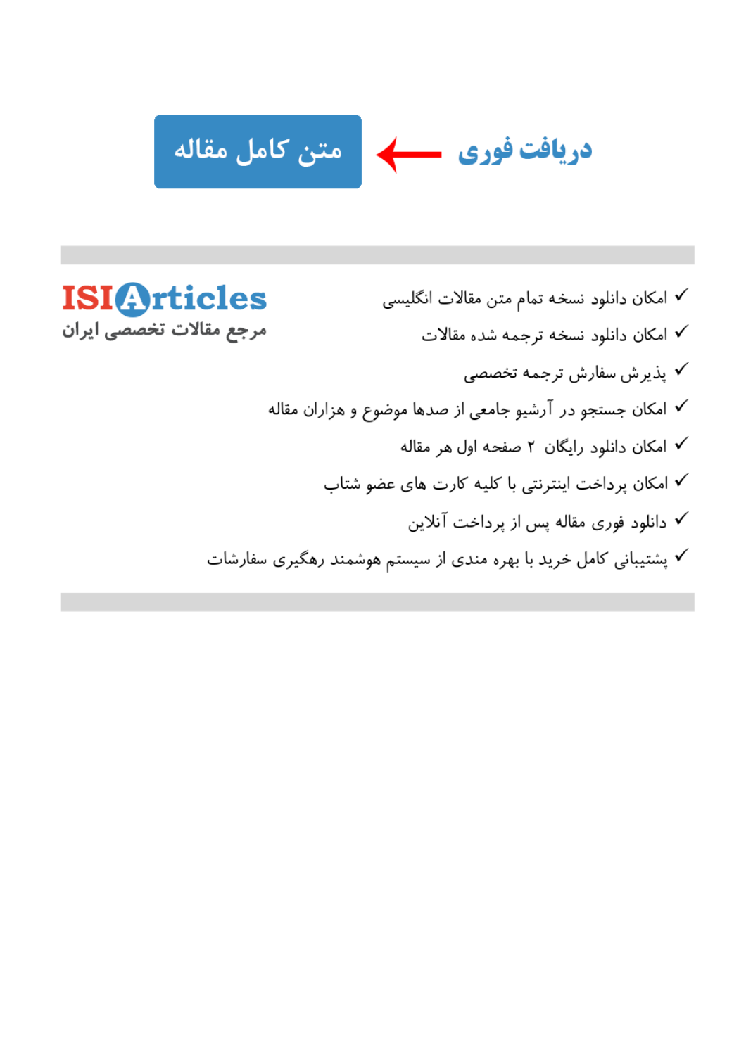دریافت فوری ← متن کامل مقاله

ISIArticles

مرجع مقالات تخصصی ایران

- ✓ امکان دانلود نسخه تمام متن مقالات انگلیسی
- ✓ امکان دانلود نسخه ترجمه شده مقالات
- ✓ پذیرش سفارش ترجمه تخصصی
- ✓ امکان جستجو در آرشیو جامعی از صدها موضوع و هزاران مقاله
- ✓ امکان دانلود رایگان ۲ صفحه اول هر مقاله
- ✓ امکان پرداخت اینترنتی با کلیه کارت های عضو شتاب
- ✓ دانلود فوری مقاله پس از پرداخت آنلاین
- ✓ پشتیبانی کامل خرید با بهره مندی از سیستم هوشمند رهگیری سفارشات